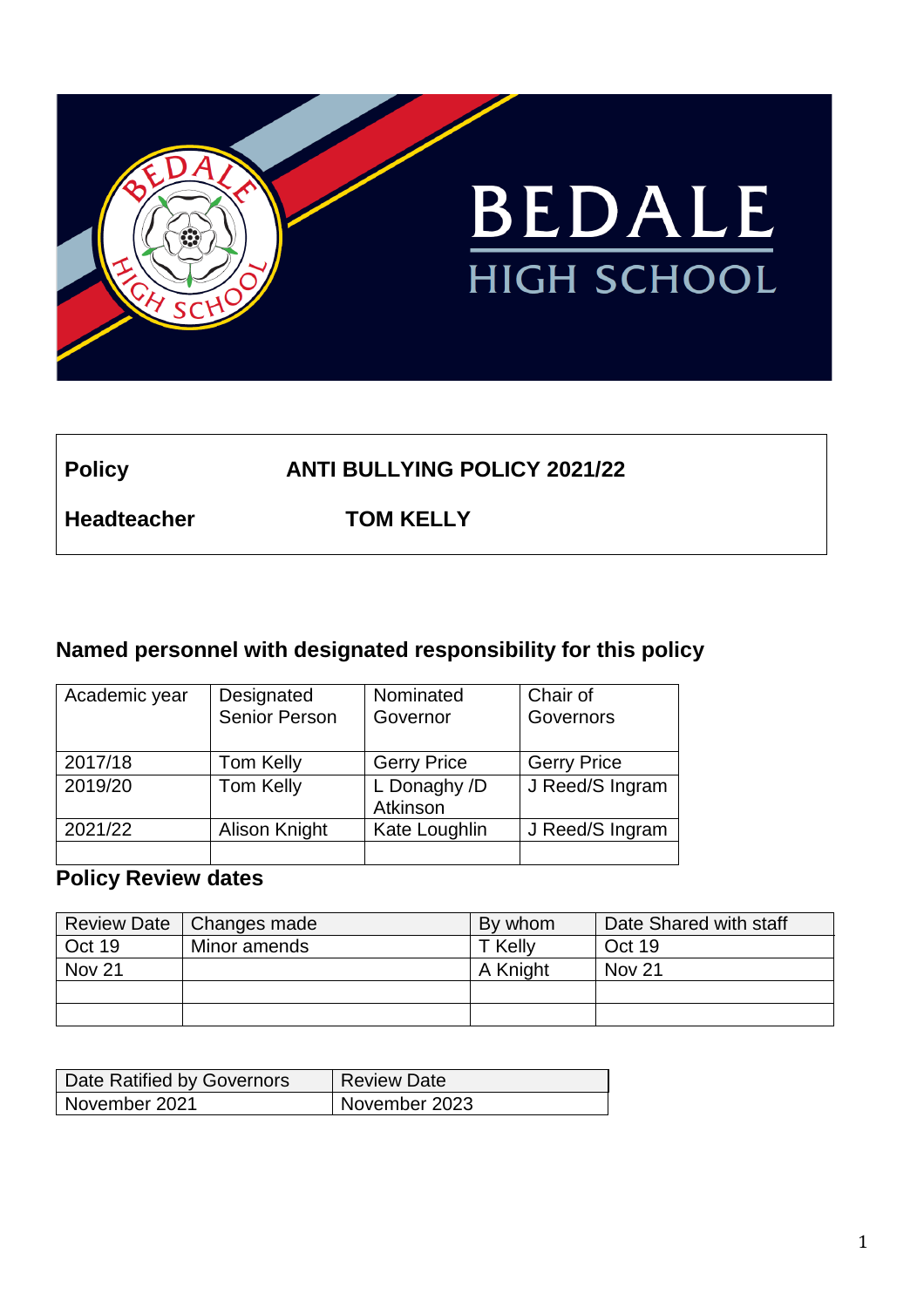BEDALE

HIGH SCHOOL

| | |
|---|---|
| **Policy** | **ANTI BULLYING POLICY 2021/22** |
| **Headteacher** | **TOM KELLY** |

## Named personnel with designated responsibility for this policy

| Academic year | Designated Senior Person | Nominated Governor | Chair of Governors |
|---|---|---|---|
| 2017/18 | Tom Kelly | Gerry Price | Gerry Price |
| 2019/20 | Tom Kelly | L Donaghy /D Atkinson | J Reed/S Ingram |
| 2021/22 | Alison Knight | Kate Loughlin | J Reed/S Ingram |
| | | | |

## Policy Review dates

| Review Date | Changes made | By whom | Date Shared with staff |
|---|---|---|---|
| Oct 19 | Minor amends | T Kelly | Oct 19 |
| Nov 21 | | A Knight | Nov 21 |
| | | | |
| | | | |

| Date Ratified by Governors | Review Date |
|---|---|
| November 2021 | November 2023 |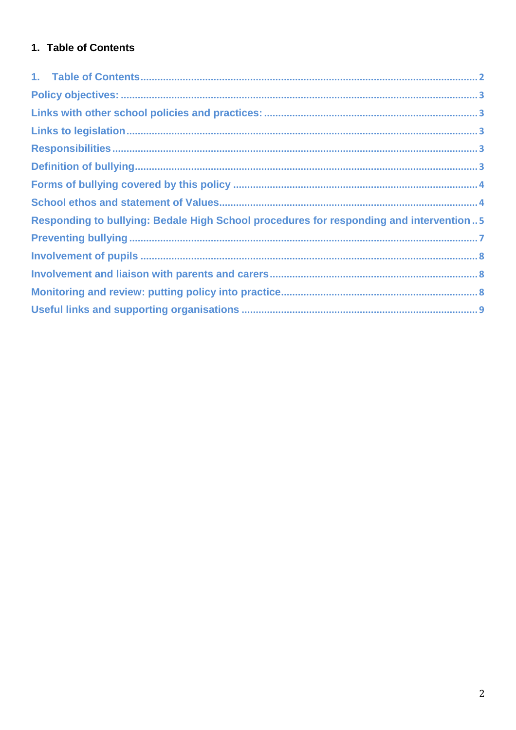## 1. Table of Contents

1. Table of Contents ........ 2
Policy objectives: ........ 3
Links with other school policies and practices: ........ 3
Links to legislation ........ 3
Responsibilities ........ 3
Definition of bullying ........ 3
Forms of bullying covered by this policy ........ 4
School ethos and statement of Values ........ 4
Responding to bullying: Bedale High School procedures for responding and intervention ........ 5
Preventing bullying ........ 7
Involvement of pupils ........ 8
Involvement and liaison with parents and carers ........ 8
Monitoring and review: putting policy into practice ........ 8
Useful links and supporting organisations ........ 9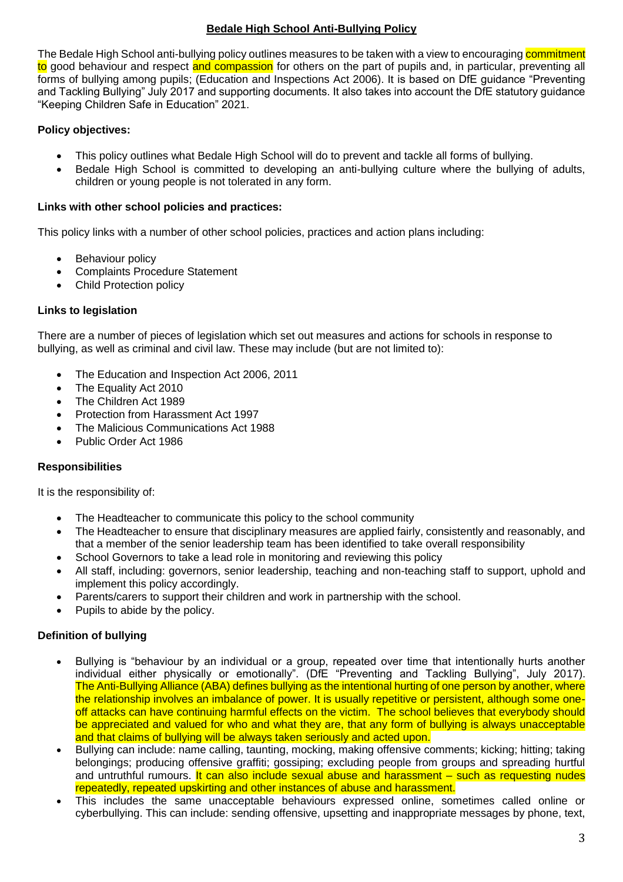**Bedale High School Anti-Bullying Policy**

The Bedale High School anti-bullying policy outlines measures to be taken with a view to encouraging commitment to good behaviour and respect and compassion for others on the part of pupils and, in particular, preventing all forms of bullying among pupils; (Education and Inspections Act 2006). It is based on DfE guidance "Preventing and Tackling Bullying" July 2017 and supporting documents. It also takes into account the DfE statutory guidance "Keeping Children Safe in Education" 2021.

**Policy objectives:**

- This policy outlines what Bedale High School will do to prevent and tackle all forms of bullying.
- Bedale High School is committed to developing an anti-bullying culture where the bullying of adults, children or young people is not tolerated in any form.

**Links with other school policies and practices:**

This policy links with a number of other school policies, practices and action plans including:

- Behaviour policy
- Complaints Procedure Statement
- Child Protection policy

**Links to legislation**

There are a number of pieces of legislation which set out measures and actions for schools in response to bullying, as well as criminal and civil law. These may include (but are not limited to):

- The Education and Inspection Act 2006, 2011
- The Equality Act 2010
- The Children Act 1989
- Protection from Harassment Act 1997
- The Malicious Communications Act 1988
- Public Order Act 1986

**Responsibilities**

It is the responsibility of:

- The Headteacher to communicate this policy to the school community
- The Headteacher to ensure that disciplinary measures are applied fairly, consistently and reasonably, and that a member of the senior leadership team has been identified to take overall responsibility
- School Governors to take a lead role in monitoring and reviewing this policy
- All staff, including: governors, senior leadership, teaching and non-teaching staff to support, uphold and implement this policy accordingly.
- Parents/carers to support their children and work in partnership with the school.
- Pupils to abide by the policy.

**Definition of bullying**

- Bullying is "behaviour by an individual or a group, repeated over time that intentionally hurts another individual either physically or emotionally". (DfE "Preventing and Tackling Bullying", July 2017). The Anti-Bullying Alliance (ABA) defines bullying as the intentional hurting of one person by another, where the relationship involves an imbalance of power. It is usually repetitive or persistent, although some one-off attacks can have continuing harmful effects on the victim. The school believes that everybody should be appreciated and valued for who and what they are, that any form of bullying is always unacceptable and that claims of bullying will be always taken seriously and acted upon.
- Bullying can include: name calling, taunting, mocking, making offensive comments; kicking; hitting; taking belongings; producing offensive graffiti; gossiping; excluding people from groups and spreading hurtful and untruthful rumours. It can also include sexual abuse and harassment – such as requesting nudes repeatedly, repeated upskirting and other instances of abuse and harassment.
- This includes the same unacceptable behaviours expressed online, sometimes called online or cyberbullying. This can include: sending offensive, upsetting and inappropriate messages by phone, text,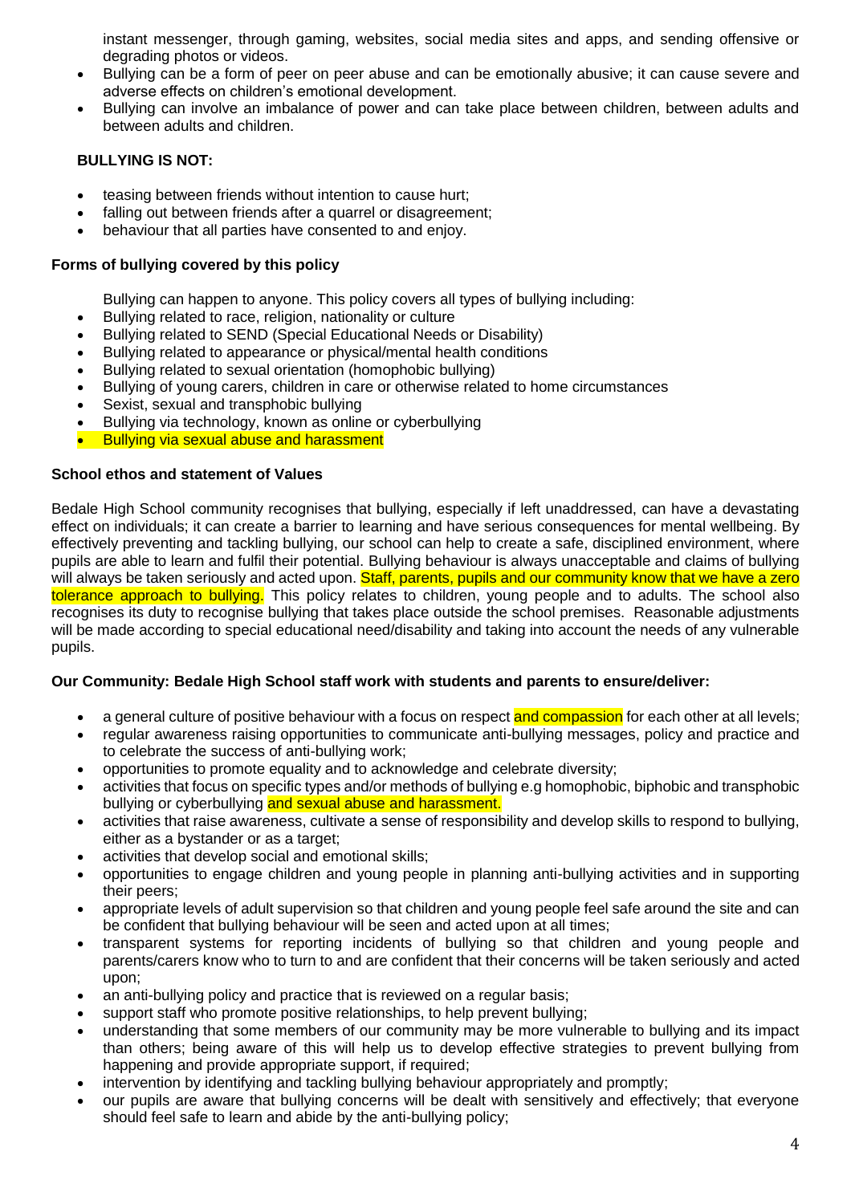instant messenger, through gaming, websites, social media sites and apps, and sending offensive or degrading photos or videos.

- Bullying can be a form of peer on peer abuse and can be emotionally abusive; it can cause severe and adverse effects on children's emotional development.
- Bullying can involve an imbalance of power and can take place between children, between adults and between adults and children.

**BULLYING IS NOT:**

- teasing between friends without intention to cause hurt;
- falling out between friends after a quarrel or disagreement;
- behaviour that all parties have consented to and enjoy.

**Forms of bullying covered by this policy**

Bullying can happen to anyone. This policy covers all types of bullying including:

- Bullying related to race, religion, nationality or culture
- Bullying related to SEND (Special Educational Needs or Disability)
- Bullying related to appearance or physical/mental health conditions
- Bullying related to sexual orientation (homophobic bullying)
- Bullying of young carers, children in care or otherwise related to home circumstances
- Sexist, sexual and transphobic bullying
- Bullying via technology, known as online or cyberbullying
- Bullying via sexual abuse and harassment

**School ethos and statement of Values**

Bedale High School community recognises that bullying, especially if left unaddressed, can have a devastating effect on individuals; it can create a barrier to learning and have serious consequences for mental wellbeing. By effectively preventing and tackling bullying, our school can help to create a safe, disciplined environment, where pupils are able to learn and fulfil their potential. Bullying behaviour is always unacceptable and claims of bullying will always be taken seriously and acted upon. Staff, parents, pupils and our community know that we have a zero tolerance approach to bullying. This policy relates to children, young people and to adults. The school also recognises its duty to recognise bullying that takes place outside the school premises. Reasonable adjustments will be made according to special educational need/disability and taking into account the needs of any vulnerable pupils.

**Our Community: Bedale High School staff work with students and parents to ensure/deliver:**

- a general culture of positive behaviour with a focus on respect and compassion for each other at all levels;
- regular awareness raising opportunities to communicate anti-bullying messages, policy and practice and to celebrate the success of anti-bullying work;
- opportunities to promote equality and to acknowledge and celebrate diversity;
- activities that focus on specific types and/or methods of bullying e.g homophobic, biphobic and transphobic bullying or cyberbullying and sexual abuse and harassment.
- activities that raise awareness, cultivate a sense of responsibility and develop skills to respond to bullying, either as a bystander or as a target;
- activities that develop social and emotional skills;
- opportunities to engage children and young people in planning anti-bullying activities and in supporting their peers;
- appropriate levels of adult supervision so that children and young people feel safe around the site and can be confident that bullying behaviour will be seen and acted upon at all times;
- transparent systems for reporting incidents of bullying so that children and young people and parents/carers know who to turn to and are confident that their concerns will be taken seriously and acted upon;
- an anti-bullying policy and practice that is reviewed on a regular basis;
- support staff who promote positive relationships, to help prevent bullying;
- understanding that some members of our community may be more vulnerable to bullying and its impact than others; being aware of this will help us to develop effective strategies to prevent bullying from happening and provide appropriate support, if required;
- intervention by identifying and tackling bullying behaviour appropriately and promptly;
- our pupils are aware that bullying concerns will be dealt with sensitively and effectively; that everyone should feel safe to learn and abide by the anti-bullying policy;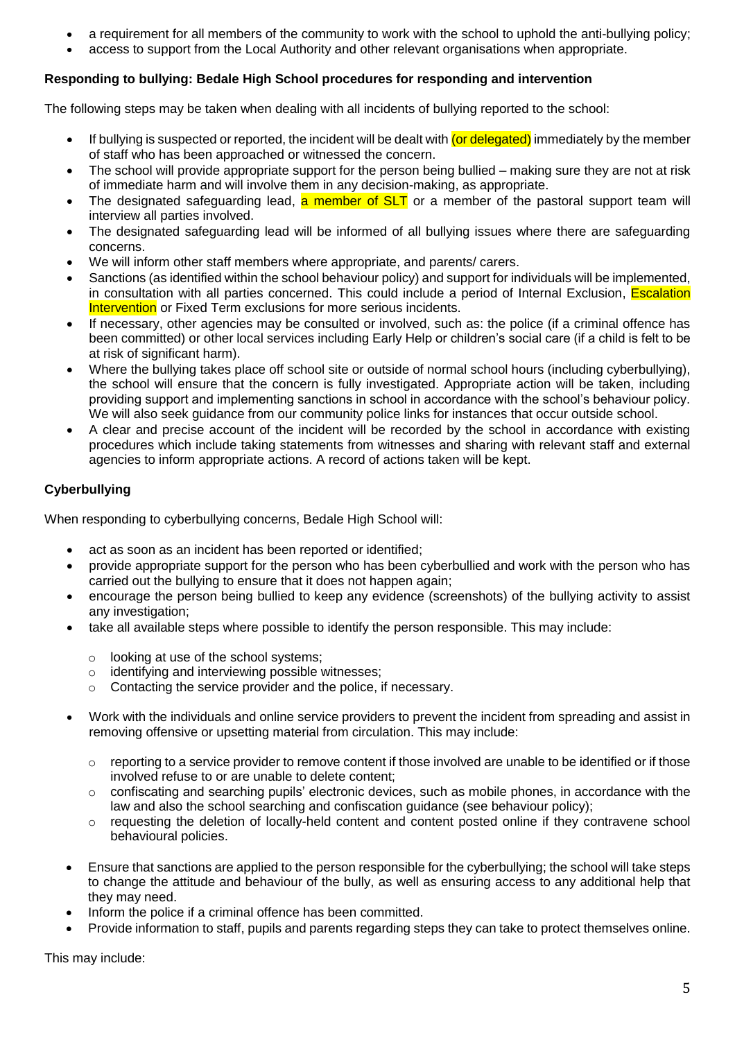- a requirement for all members of the community to work with the school to uphold the anti-bullying policy;
- access to support from the Local Authority and other relevant organisations when appropriate.

**Responding to bullying: Bedale High School procedures for responding and intervention**

The following steps may be taken when dealing with all incidents of bullying reported to the school:

- If bullying is suspected or reported, the incident will be dealt with (or delegated) immediately by the member of staff who has been approached or witnessed the concern.
- The school will provide appropriate support for the person being bullied – making sure they are not at risk of immediate harm and will involve them in any decision-making, as appropriate.
- The designated safeguarding lead, a member of SLT or a member of the pastoral support team will interview all parties involved.
- The designated safeguarding lead will be informed of all bullying issues where there are safeguarding concerns.
- We will inform other staff members where appropriate, and parents/ carers.
- Sanctions (as identified within the school behaviour policy) and support for individuals will be implemented, in consultation with all parties concerned. This could include a period of Internal Exclusion, Escalation Intervention or Fixed Term exclusions for more serious incidents.
- If necessary, other agencies may be consulted or involved, such as: the police (if a criminal offence has been committed) or other local services including Early Help or children's social care (if a child is felt to be at risk of significant harm).
- Where the bullying takes place off school site or outside of normal school hours (including cyberbullying), the school will ensure that the concern is fully investigated. Appropriate action will be taken, including providing support and implementing sanctions in school in accordance with the school's behaviour policy. We will also seek guidance from our community police links for instances that occur outside school.
- A clear and precise account of the incident will be recorded by the school in accordance with existing procedures which include taking statements from witnesses and sharing with relevant staff and external agencies to inform appropriate actions. A record of actions taken will be kept.

**Cyberbullying**

When responding to cyberbullying concerns, Bedale High School will:

- act as soon as an incident has been reported or identified;
- provide appropriate support for the person who has been cyberbullied and work with the person who has carried out the bullying to ensure that it does not happen again;
- encourage the person being bullied to keep any evidence (screenshots) of the bullying activity to assist any investigation;
- take all available steps where possible to identify the person responsible. This may include:
  - looking at use of the school systems;
  - identifying and interviewing possible witnesses;
  - Contacting the service provider and the police, if necessary.
- Work with the individuals and online service providers to prevent the incident from spreading and assist in removing offensive or upsetting material from circulation. This may include:
  - reporting to a service provider to remove content if those involved are unable to be identified or if those involved refuse to or are unable to delete content;
  - confiscating and searching pupils' electronic devices, such as mobile phones, in accordance with the law and also the school searching and confiscation guidance (see behaviour policy);
  - requesting the deletion of locally-held content and content posted online if they contravene school behavioural policies.
- Ensure that sanctions are applied to the person responsible for the cyberbullying; the school will take steps to change the attitude and behaviour of the bully, as well as ensuring access to any additional help that they may need.
- Inform the police if a criminal offence has been committed.
- Provide information to staff, pupils and parents regarding steps they can take to protect themselves online.

This may include: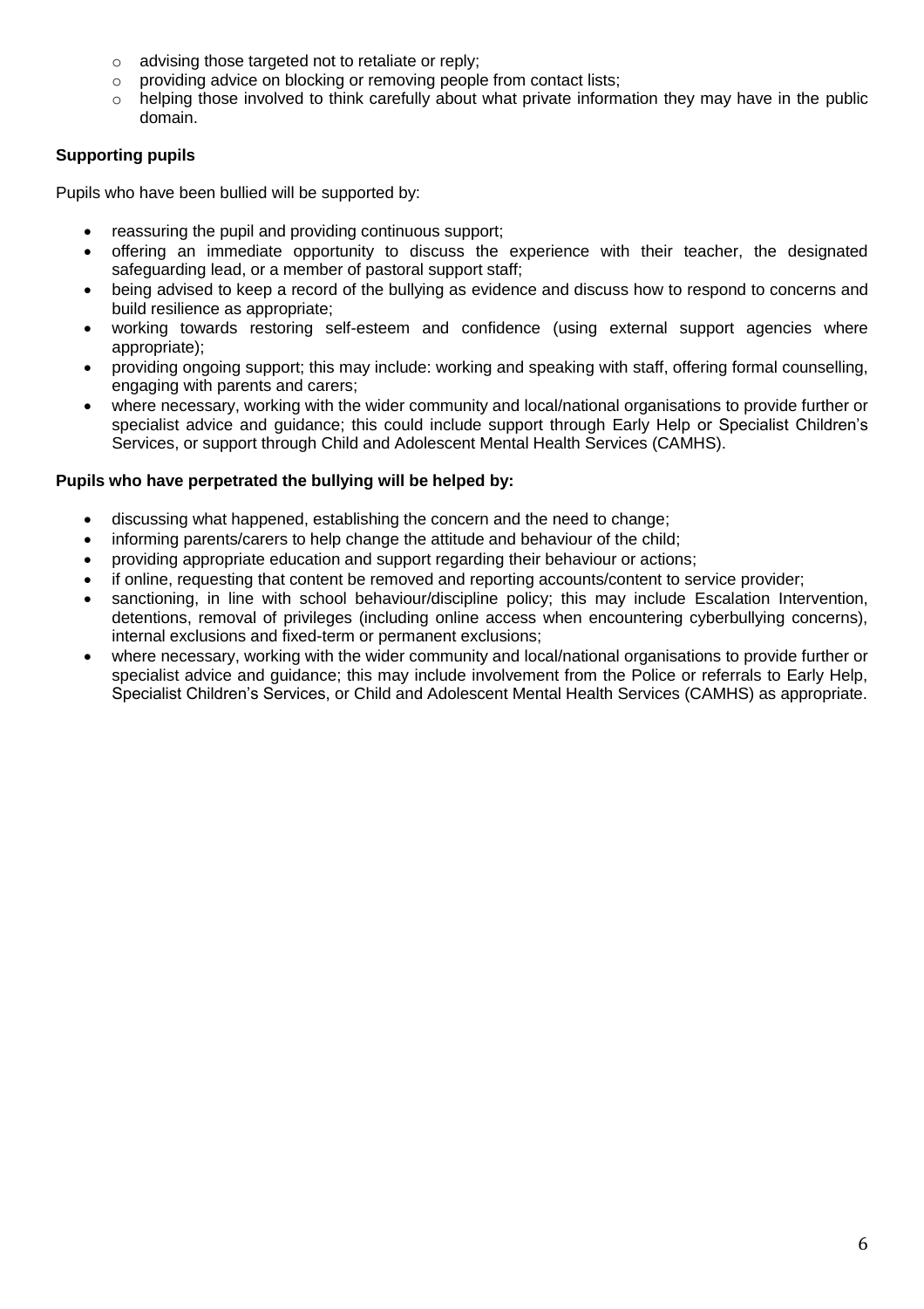- advising those targeted not to retaliate or reply;
- providing advice on blocking or removing people from contact lists;
- helping those involved to think carefully about what private information they may have in the public domain.

**Supporting pupils**

Pupils who have been bullied will be supported by:

- reassuring the pupil and providing continuous support;
- offering an immediate opportunity to discuss the experience with their teacher, the designated safeguarding lead, or a member of pastoral support staff;
- being advised to keep a record of the bullying as evidence and discuss how to respond to concerns and build resilience as appropriate;
- working towards restoring self-esteem and confidence (using external support agencies where appropriate);
- providing ongoing support; this may include: working and speaking with staff, offering formal counselling, engaging with parents and carers;
- where necessary, working with the wider community and local/national organisations to provide further or specialist advice and guidance; this could include support through Early Help or Specialist Children's Services, or support through Child and Adolescent Mental Health Services (CAMHS).

**Pupils who have perpetrated the bullying will be helped by:**

- discussing what happened, establishing the concern and the need to change;
- informing parents/carers to help change the attitude and behaviour of the child;
- providing appropriate education and support regarding their behaviour or actions;
- if online, requesting that content be removed and reporting accounts/content to service provider;
- sanctioning, in line with school behaviour/discipline policy; this may include Escalation Intervention, detentions, removal of privileges (including online access when encountering cyberbullying concerns), internal exclusions and fixed-term or permanent exclusions;
- where necessary, working with the wider community and local/national organisations to provide further or specialist advice and guidance; this may include involvement from the Police or referrals to Early Help, Specialist Children's Services, or Child and Adolescent Mental Health Services (CAMHS) as appropriate.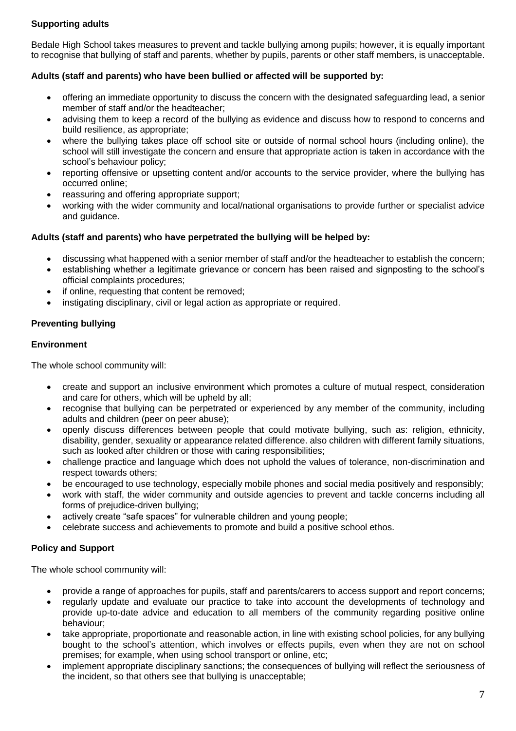**Supporting adults**

Bedale High School takes measures to prevent and tackle bullying among pupils; however, it is equally important to recognise that bullying of staff and parents, whether by pupils, parents or other staff members, is unacceptable.

**Adults (staff and parents) who have been bullied or affected will be supported by:**

- offering an immediate opportunity to discuss the concern with the designated safeguarding lead, a senior member of staff and/or the headteacher;
- advising them to keep a record of the bullying as evidence and discuss how to respond to concerns and build resilience, as appropriate;
- where the bullying takes place off school site or outside of normal school hours (including online), the school will still investigate the concern and ensure that appropriate action is taken in accordance with the school's behaviour policy;
- reporting offensive or upsetting content and/or accounts to the service provider, where the bullying has occurred online;
- reassuring and offering appropriate support;
- working with the wider community and local/national organisations to provide further or specialist advice and guidance.

**Adults (staff and parents) who have perpetrated the bullying will be helped by:**

- discussing what happened with a senior member of staff and/or the headteacher to establish the concern;
- establishing whether a legitimate grievance or concern has been raised and signposting to the school's official complaints procedures;
- if online, requesting that content be removed;
- instigating disciplinary, civil or legal action as appropriate or required.

**Preventing bullying**

**Environment**

The whole school community will:

- create and support an inclusive environment which promotes a culture of mutual respect, consideration and care for others, which will be upheld by all;
- recognise that bullying can be perpetrated or experienced by any member of the community, including adults and children (peer on peer abuse);
- openly discuss differences between people that could motivate bullying, such as: religion, ethnicity, disability, gender, sexuality or appearance related difference. also children with different family situations, such as looked after children or those with caring responsibilities;
- challenge practice and language which does not uphold the values of tolerance, non-discrimination and respect towards others;
- be encouraged to use technology, especially mobile phones and social media positively and responsibly;
- work with staff, the wider community and outside agencies to prevent and tackle concerns including all forms of prejudice-driven bullying;
- actively create "safe spaces" for vulnerable children and young people;
- celebrate success and achievements to promote and build a positive school ethos.

**Policy and Support**

The whole school community will:

- provide a range of approaches for pupils, staff and parents/carers to access support and report concerns;
- regularly update and evaluate our practice to take into account the developments of technology and provide up-to-date advice and education to all members of the community regarding positive online behaviour;
- take appropriate, proportionate and reasonable action, in line with existing school policies, for any bullying bought to the school's attention, which involves or effects pupils, even when they are not on school premises; for example, when using school transport or online, etc;
- implement appropriate disciplinary sanctions; the consequences of bullying will reflect the seriousness of the incident, so that others see that bullying is unacceptable;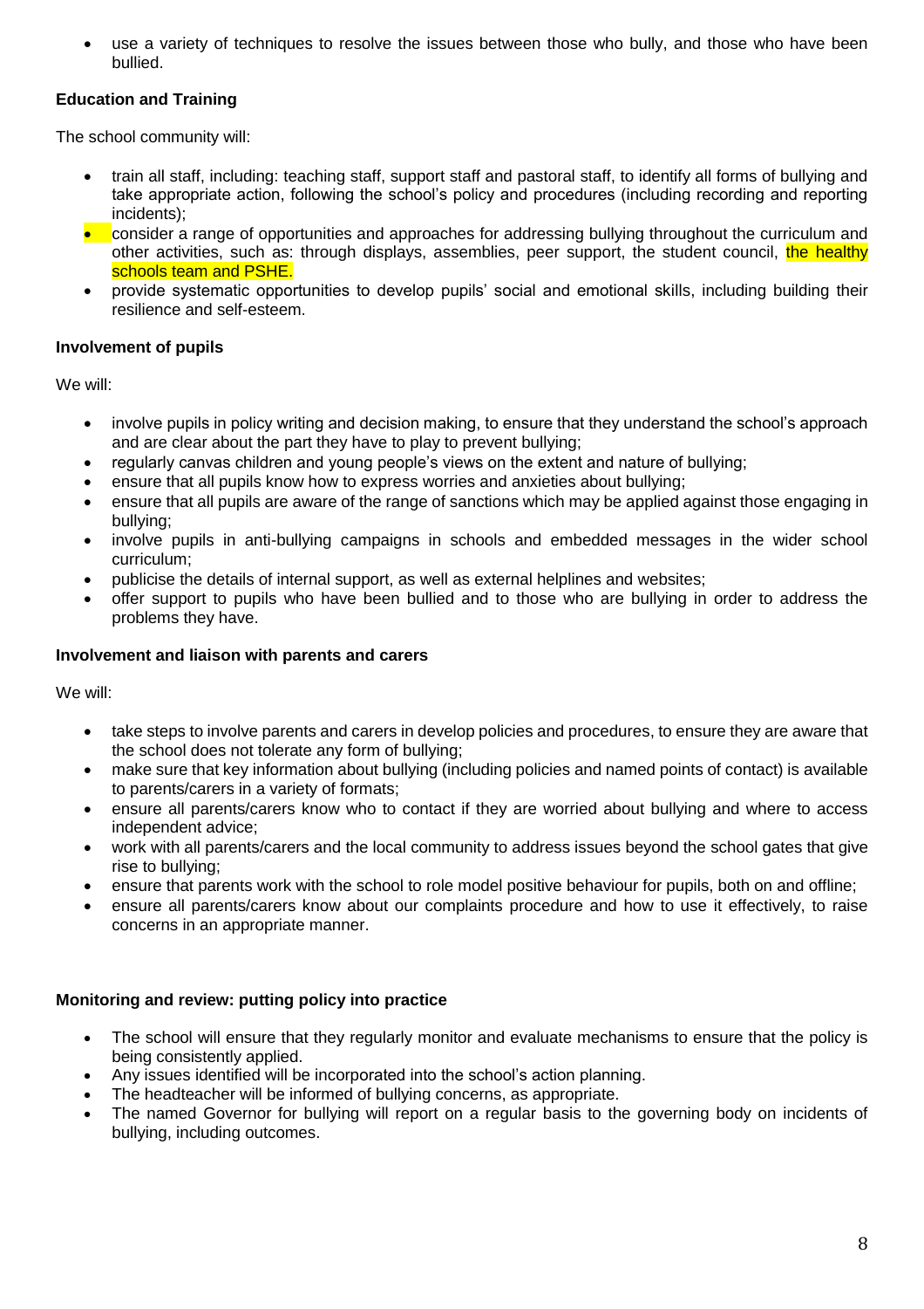- use a variety of techniques to resolve the issues between those who bully, and those who have been bullied.

**Education and Training**

The school community will:

- train all staff, including: teaching staff, support staff and pastoral staff, to identify all forms of bullying and take appropriate action, following the school's policy and procedures (including recording and reporting incidents);
- consider a range of opportunities and approaches for addressing bullying throughout the curriculum and other activities, such as: through displays, assemblies, peer support, the student council, the healthy schools team and PSHE.
- provide systematic opportunities to develop pupils' social and emotional skills, including building their resilience and self-esteem.

**Involvement of pupils**

We will:

- involve pupils in policy writing and decision making, to ensure that they understand the school's approach and are clear about the part they have to play to prevent bullying;
- regularly canvas children and young people's views on the extent and nature of bullying;
- ensure that all pupils know how to express worries and anxieties about bullying;
- ensure that all pupils are aware of the range of sanctions which may be applied against those engaging in bullying;
- involve pupils in anti-bullying campaigns in schools and embedded messages in the wider school curriculum;
- publicise the details of internal support, as well as external helplines and websites;
- offer support to pupils who have been bullied and to those who are bullying in order to address the problems they have.

**Involvement and liaison with parents and carers**

We will:

- take steps to involve parents and carers in develop policies and procedures, to ensure they are aware that the school does not tolerate any form of bullying;
- make sure that key information about bullying (including policies and named points of contact) is available to parents/carers in a variety of formats;
- ensure all parents/carers know who to contact if they are worried about bullying and where to access independent advice;
- work with all parents/carers and the local community to address issues beyond the school gates that give rise to bullying;
- ensure that parents work with the school to role model positive behaviour for pupils, both on and offline;
- ensure all parents/carers know about our complaints procedure and how to use it effectively, to raise concerns in an appropriate manner.

**Monitoring and review: putting policy into practice**

- The school will ensure that they regularly monitor and evaluate mechanisms to ensure that the policy is being consistently applied.
- Any issues identified will be incorporated into the school's action planning.
- The headteacher will be informed of bullying concerns, as appropriate.
- The named Governor for bullying will report on a regular basis to the governing body on incidents of bullying, including outcomes.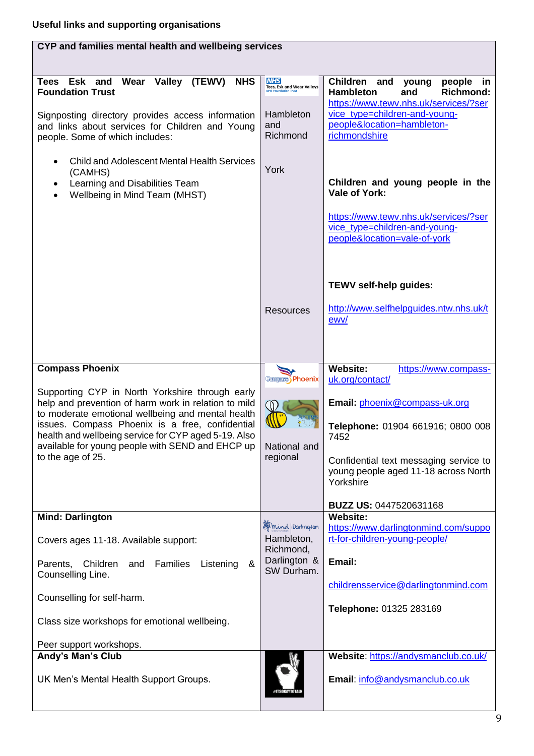**Useful links and supporting organisations**

| CYP and families mental health and wellbeing services | | |
|---|---|---|
| **Tees Esk and Wear Valley (TEWV) NHS Foundation Trust**<br><br>Signposting directory provides access information and links about services for Children and Young people. Some of which includes:<br><br>• Child and Adolescent Mental Health Services (CAMHS)<br>• Learning and Disabilities Team<br>• Wellbeing in Mind Team (MHST) | Hambleton and Richmond<br><br>York<br><br>Resources | **Children and young people in Hambleton and Richmond:** https://www.tewv.nhs.uk/services/?service_type=children-and-young-people&location=hambleton-richmondshire<br><br>**Children and young people in the Vale of York:**<br><br>https://www.tewv.nhs.uk/services/?service_type=children-and-young-people&location=vale-of-york<br><br>**TEWV self-help guides:**<br><br>http://www.selfhelpguides.ntw.nhs.uk/tewv/ |
| **Compass Phoenix**<br><br>Supporting CYP in North Yorkshire through early help and prevention of harm work in relation to mild to moderate emotional wellbeing and mental health issues. Compass Phoenix is a free, confidential health and wellbeing service for CYP aged 5-19. Also available for young people with SEND and EHCP up to the age of 25. | National and regional | **Website:** https://www.compass-uk.org/contact/<br><br>**Email:** phoenix@compass-uk.org<br><br>**Telephone:** 01904 661916; 0800 008 7452<br><br>Confidential text messaging service to young people aged 11-18 across North Yorkshire<br><br>**BUZZ US:** 0447520631168 |
| **Mind: Darlington**<br><br>Covers ages 11-18. Available support:<br><br>Parents, Children and Families Listening & Counselling Line.<br><br>Counselling for self-harm.<br><br>Class size workshops for emotional wellbeing.<br><br>Peer support workshops. | Hambleton, Richmond, Darlington & SW Durham. | **Website:** https://www.darlingtonmind.com/support-for-children-young-people/<br><br>**Email:**<br><br>childrensservice@darlingtonmind.com<br><br>**Telephone:** 01325 283169 |
| **Andy's Man's Club**<br><br>UK Men's Mental Health Support Groups. | | **Website**: https://andysmanclub.co.uk/<br><br>**Email**: info@andysmanclub.co.uk |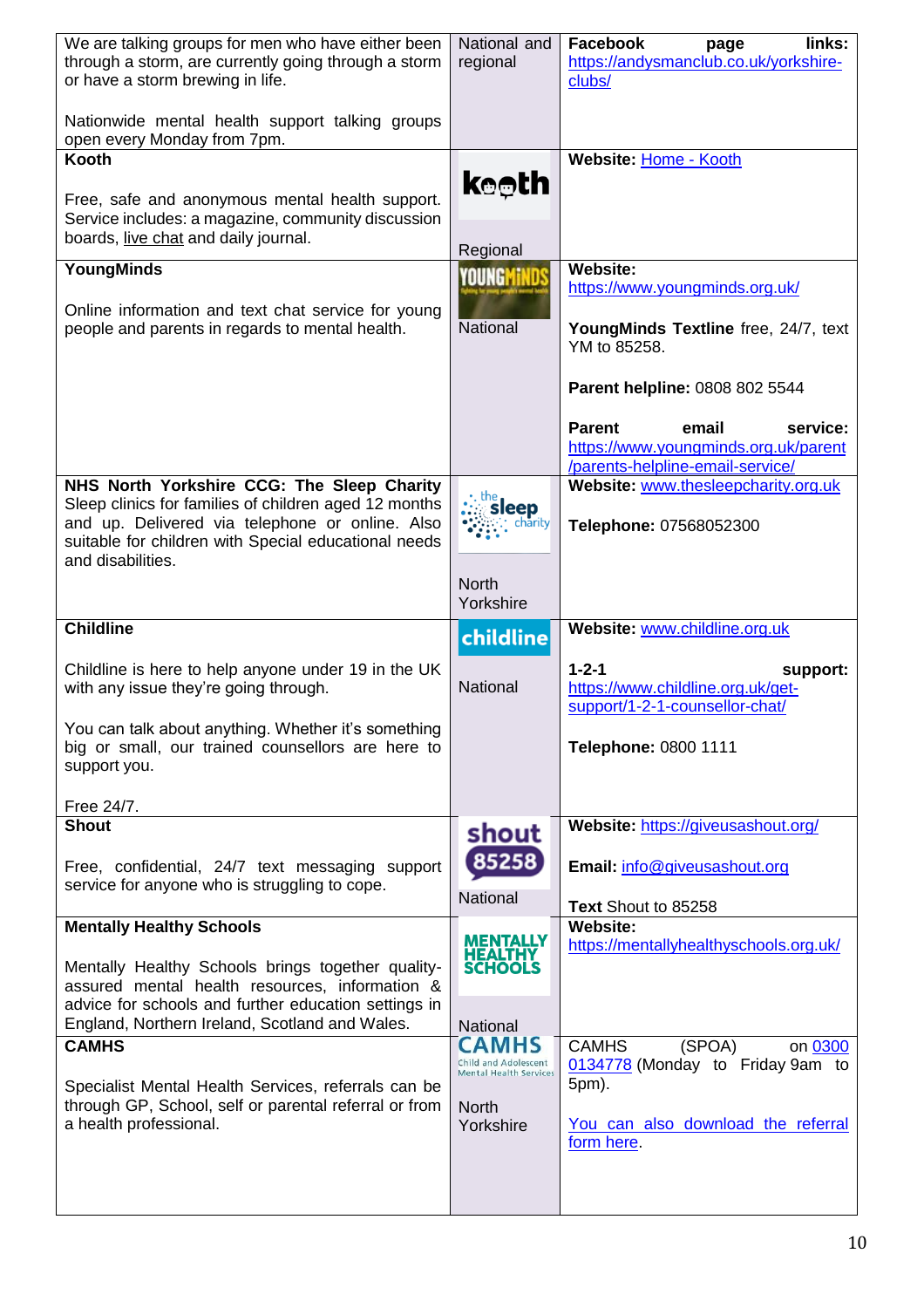| | | |
|---|---|---|
| We are talking groups for men who have either been through a storm, are currently going through a storm or have a storm brewing in life.<br><br>Nationwide mental health support talking groups open every Monday from 7pm. | National and regional | **Facebook page links:** https://andysmanclub.co.uk/yorkshire-clubs/ |
| **Kooth**<br><br>Free, safe and anonymous mental health support. Service includes: a magazine, community discussion boards, live chat and daily journal. | kooth<br><br>Regional | **Website:** Home - Kooth |
| **YoungMinds**<br><br>Online information and text chat service for young people and parents in regards to mental health. | YOUNGMINDS<br><br>National | **Website:** https://www.youngminds.org.uk/<br><br>**YoungMinds Textline** free, 24/7, text YM to 85258.<br><br>**Parent helpline:** 0808 802 5544<br><br>**Parent email service:** https://www.youngminds.org.uk/parent/parents-helpline-email-service/ |
| **NHS North Yorkshire CCG: The Sleep Charity**<br>Sleep clinics for families of children aged 12 months and up. Delivered via telephone or online. Also suitable for children with Special educational needs and disabilities. | the sleep charity<br><br>North Yorkshire | **Website:** www.thesleepcharity.org.uk<br><br>**Telephone:** 07568052300 |
| **Childline**<br><br>Childline is here to help anyone under 19 in the UK with any issue they're going through.<br><br>You can talk about anything. Whether it's something big or small, our trained counsellors are here to support you.<br><br>Free 24/7. | childline<br><br>National | **Website:** www.childline.org.uk<br><br>**1-2-1 support:** https://www.childline.org.uk/get-support/1-2-1-counsellor-chat/<br><br>**Telephone:** 0800 1111 |
| **Shout**<br><br>Free, confidential, 24/7 text messaging support service for anyone who is struggling to cope. | shout 85258<br><br>National | **Website:** https://giveusashout.org/<br><br>**Email:** info@giveusashout.org<br><br>**Text** Shout to 85258 |
| **Mentally Healthy Schools**<br><br>Mentally Healthy Schools brings together quality-assured mental health resources, information & advice for schools and further education settings in England, Northern Ireland, Scotland and Wales. | MENTALLY HEALTHY SCHOOLS<br><br>National | **Website:** https://mentallyhealthyschools.org.uk/ |
| **CAMHS**<br><br>Specialist Mental Health Services, referrals can be through GP, School, self or parental referral or from a health professional. | CAMHS Child and Adolescent Mental Health Services<br><br>North Yorkshire | CAMHS (SPOA) on 0300 0134778 (Monday to Friday 9am to 5pm).<br><br>You can also download the referral form here. |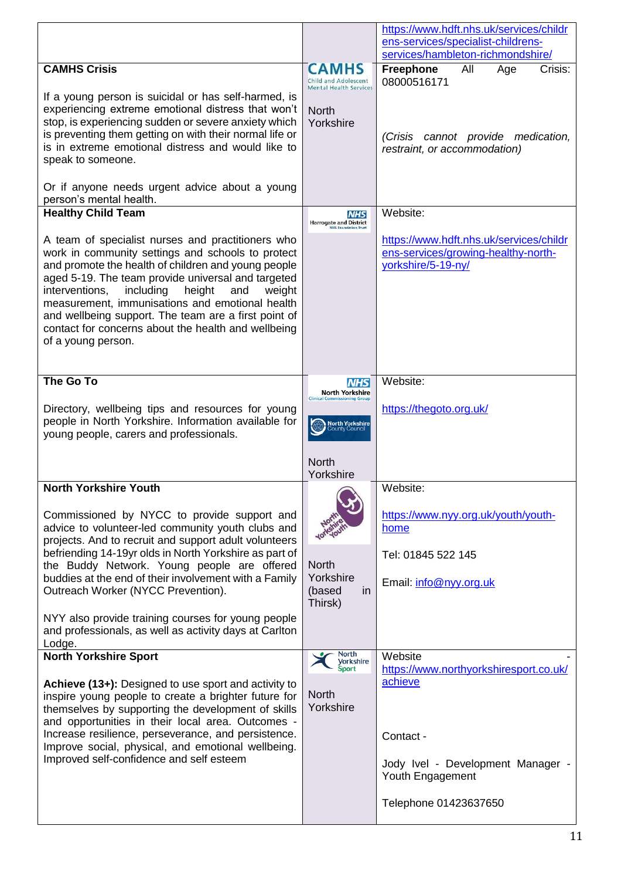| | | |
|---|---|---|
| | | https://www.hdft.nhs.uk/services/childrens-services/specialist-childrens-services/hambleton-richmondshire/ |
| **CAMHS Crisis**<br><br>If a young person is suicidal or has self-harmed, is experiencing extreme emotional distress that won't stop, is experiencing sudden or severe anxiety which is preventing them getting on with their normal life or is in extreme emotional distress and would like to speak to someone.<br><br>Or if anyone needs urgent advice about a young person's mental health. | CAMHS Child and Adolescent Mental Health Services<br><br>North Yorkshire | **Freephone** All Age Crisis: 08000516171<br><br>*(Crisis cannot provide medication, restraint, or accommodation)* |
| **Healthy Child Team**<br><br>A team of specialist nurses and practitioners who work in community settings and schools to protect and promote the health of children and young people aged 5-19. The team provide universal and targeted interventions, including height and weight measurement, immunisations and emotional health and wellbeing support. The team are a first point of contact for concerns about the health and wellbeing of a young person. | NHS Harrogate and District NHS Foundation Trust | Website:<br><br>https://www.hdft.nhs.uk/services/childrens-services/growing-healthy-north-yorkshire/5-19-ny/ |
| **The Go To**<br><br>Directory, wellbeing tips and resources for young people in North Yorkshire. Information available for young people, carers and professionals. | NHS North Yorkshire Clinical Commissioning Group<br><br>North Yorkshire County Council<br><br>North Yorkshire | Website:<br><br>https://thegoto.org.uk/ |
| **North Yorkshire Youth**<br><br>Commissioned by NYCC to provide support and advice to volunteer-led community youth clubs and projects. And to recruit and support adult volunteers befriending 14-19yr olds in North Yorkshire as part of the Buddy Network. Young people are offered buddies at the end of their involvement with a Family Outreach Worker (NYCC Prevention).<br><br>NYY also provide training courses for young people and professionals, as well as activity days at Carlton Lodge. | North Yorkshire Youth<br><br>North Yorkshire (based in Thirsk) | Website:<br><br>https://www.nyy.org.uk/youth/youth-home<br><br>Tel: 01845 522 145<br><br>Email: info@nyy.org.uk |
| **North Yorkshire Sport**<br><br>**Achieve (13+):** Designed to use sport and activity to inspire young people to create a brighter future for themselves by supporting the development of skills and opportunities in their local area. Outcomes - Increase resilience, perseverance, and persistence. Improve social, physical, and emotional wellbeing. Improved self-confidence and self esteem | North Yorkshire Sport<br><br>North Yorkshire | Website - https://www.northyorkshiresport.co.uk/achieve<br><br>Contact -<br><br>Jody Ivel - Development Manager - Youth Engagement<br><br>Telephone 01423637650 |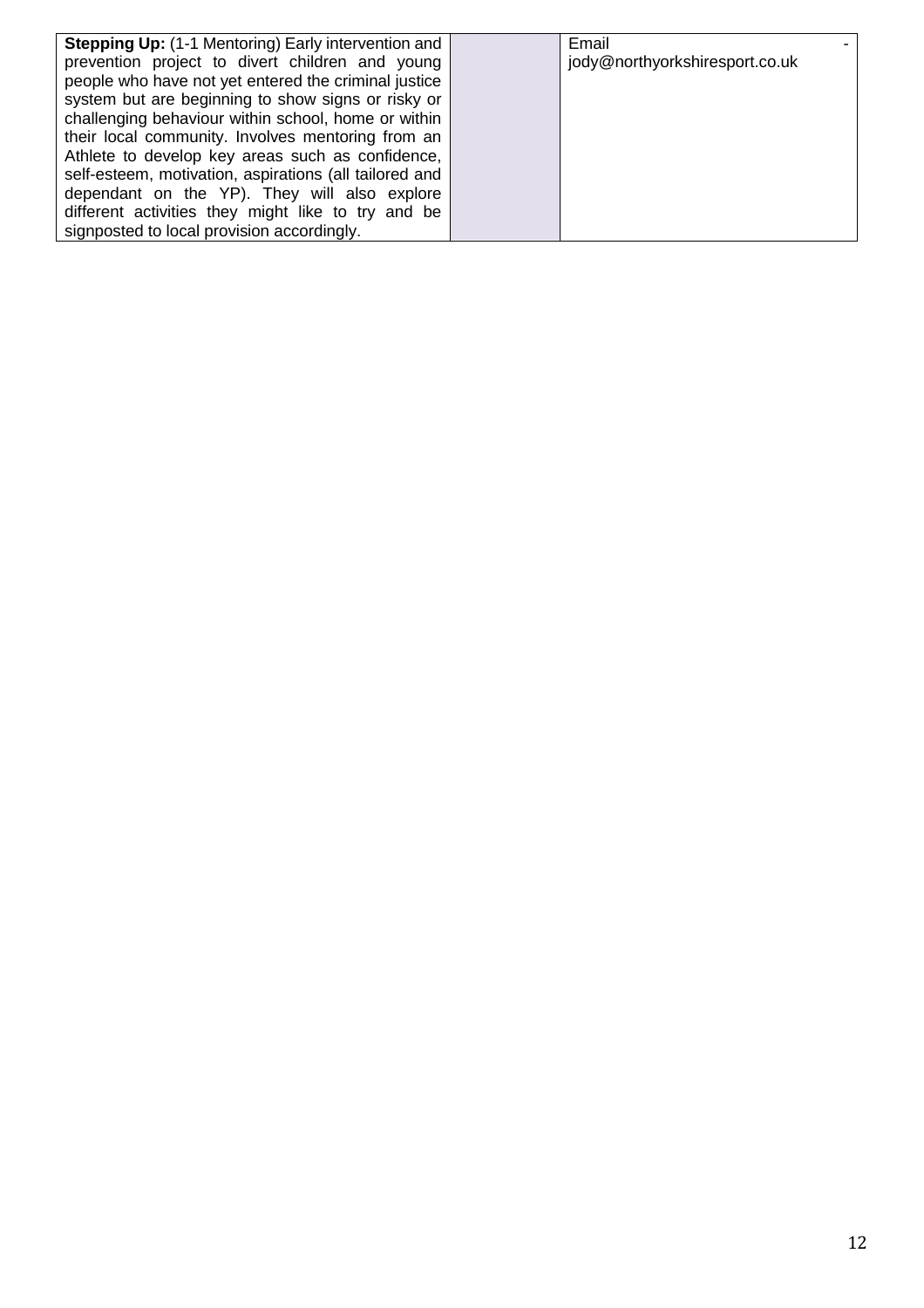| | | |
|---|---|---|
| **Stepping Up:** (1-1 Mentoring) Early intervention and prevention project to divert children and young people who have not yet entered the criminal justice system but are beginning to show signs or risky or challenging behaviour within school, home or within their local community. Involves mentoring from an Athlete to develop key areas such as confidence, self-esteem, motivation, aspirations (all tailored and dependant on the YP). They will also explore different activities they might like to try and be signposted to local provision accordingly. | | Email - jody@northyorkshiresport.co.uk |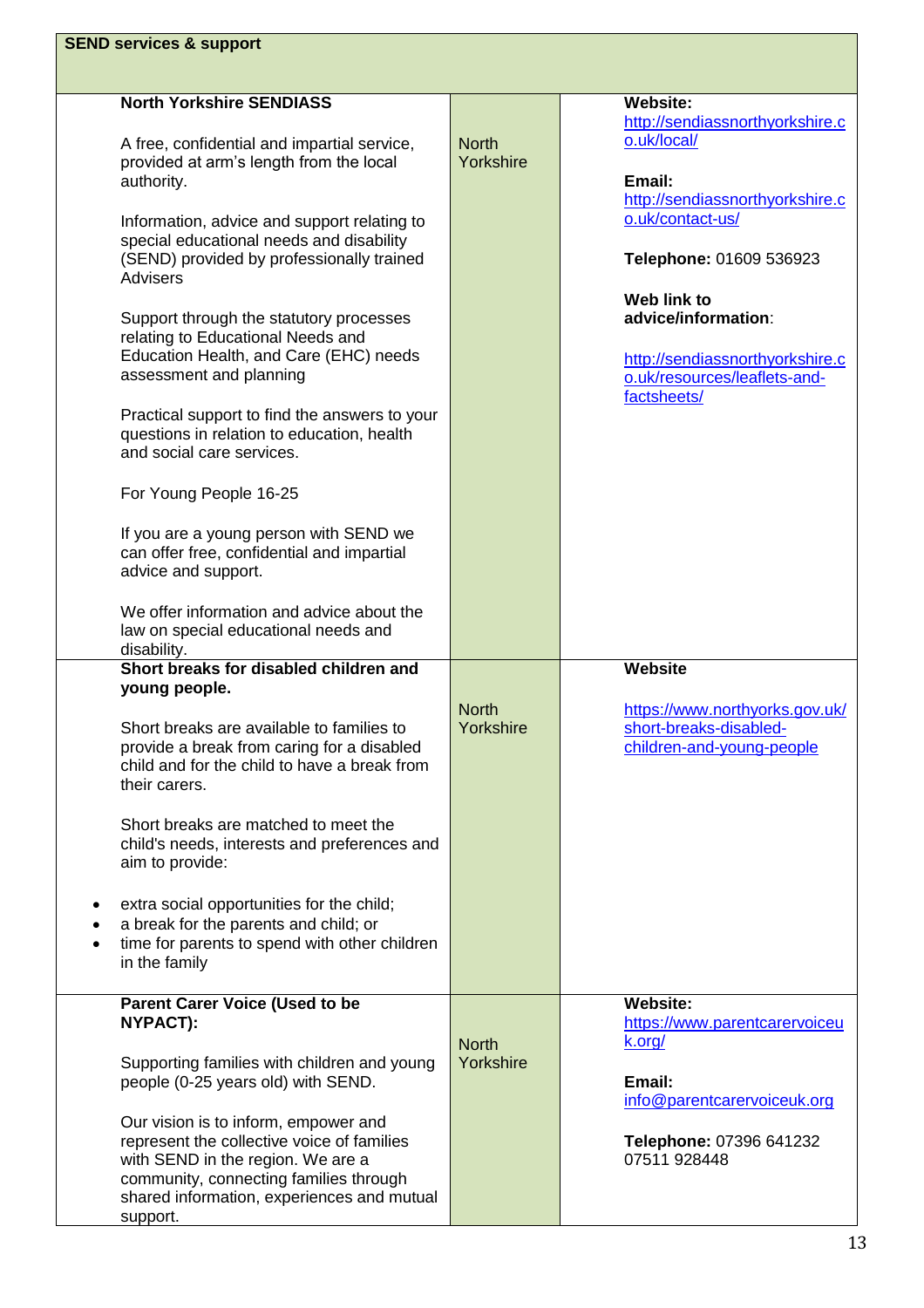| SEND services & support | | |
|---|---|---|
| **North Yorkshire SENDIASS**<br><br>A free, confidential and impartial service, provided at arm's length from the local authority.<br><br>Information, advice and support relating to special educational needs and disability (SEND) provided by professionally trained Advisers<br><br>Support through the statutory processes relating to Educational Needs and Education Health, and Care (EHC) needs assessment and planning<br><br>Practical support to find the answers to your questions in relation to education, health and social care services.<br><br>For Young People 16-25<br><br>If you are a young person with SEND we can offer free, confidential and impartial advice and support.<br><br>We offer information and advice about the law on special educational needs and disability. | North Yorkshire | **Website:** http://sendiassnorthyorkshire.co.uk/local/<br><br>**Email:** http://sendiassnorthyorkshire.co.uk/contact-us/<br><br>**Telephone:** 01609 536923<br><br>**Web link to advice/information**:<br><br>http://sendiassnorthyorkshire.co.uk/resources/leaflets-and-factsheets/ |
| **Short breaks for disabled children and young people.**<br><br>Short breaks are available to families to provide a break from caring for a disabled child and for the child to have a break from their carers.<br><br>Short breaks are matched to meet the child's needs, interests and preferences and aim to provide:<br><br>• extra social opportunities for the child;<br>• a break for the parents and child; or<br>• time for parents to spend with other children in the family | North Yorkshire | **Website**<br><br>https://www.northyorks.gov.uk/short-breaks-disabled-children-and-young-people |
| **Parent Carer Voice (Used to be NYPACT):**<br><br>Supporting families with children and young people (0-25 years old) with SEND.<br><br>Our vision is to inform, empower and represent the collective voice of families with SEND in the region. We are a community, connecting families through shared information, experiences and mutual support. | North Yorkshire | **Website:** https://www.parentcarervoiceuk.org/<br><br>**Email:** info@parentcarervoiceuk.org<br><br>**Telephone:** 07396 641232<br>07511 928448 |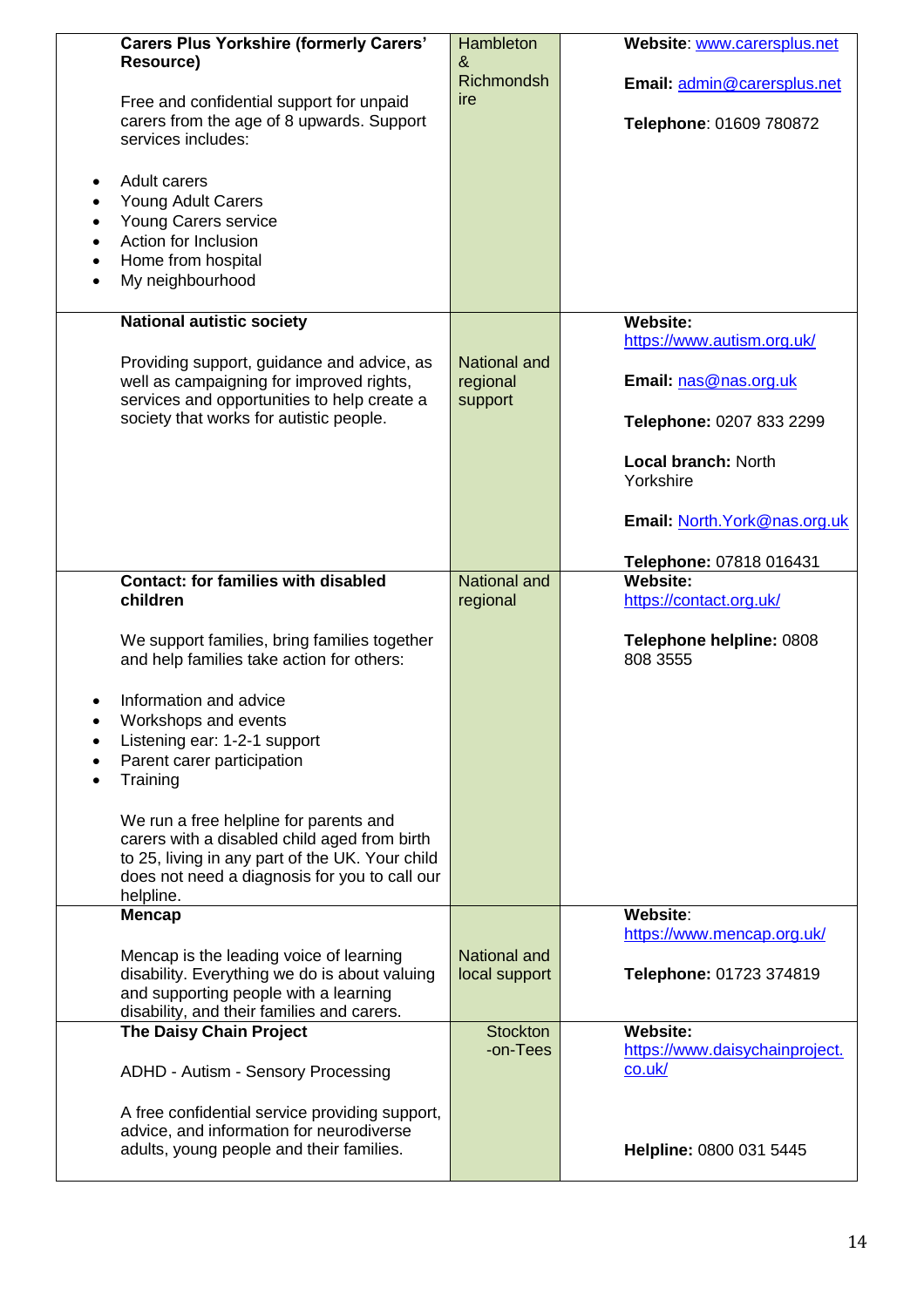| | | |
|---|---|---|
| **Carers Plus Yorkshire (formerly Carers' Resource)**<br><br>Free and confidential support for unpaid carers from the age of 8 upwards. Support services includes:<br><br>• Adult carers<br>• Young Adult Carers<br>• Young Carers service<br>• Action for Inclusion<br>• Home from hospital<br>• My neighbourhood | Hambleton & Richmondshire | **Website**: www.carersplus.net<br><br>**Email:** admin@carersplus.net<br><br>**Telephone**: 01609 780872 |
| **National autistic society**<br><br>Providing support, guidance and advice, as well as campaigning for improved rights, services and opportunities to help create a society that works for autistic people. | National and regional support | **Website:** https://www.autism.org.uk/<br><br>**Email:** nas@nas.org.uk<br><br>**Telephone:** 0207 833 2299<br><br>**Local branch:** North Yorkshire<br><br>**Email:** North.York@nas.org.uk<br><br>**Telephone:** 07818 016431 |
| **Contact: for families with disabled children**<br><br>We support families, bring families together and help families take action for others:<br><br>• Information and advice<br>• Workshops and events<br>• Listening ear: 1-2-1 support<br>• Parent carer participation<br>• Training<br><br>We run a free helpline for parents and carers with a disabled child aged from birth to 25, living in any part of the UK. Your child does not need a diagnosis for you to call our helpline. | National and regional | **Website:** https://contact.org.uk/<br><br>**Telephone helpline:** 0808 808 3555 |
| **Mencap**<br><br>Mencap is the leading voice of learning disability. Everything we do is about valuing and supporting people with a learning disability, and their families and carers. | National and local support | **Website**: https://www.mencap.org.uk/<br><br>**Telephone:** 01723 374819 |
| **The Daisy Chain Project**<br><br>ADHD - Autism - Sensory Processing<br><br>A free confidential service providing support, advice, and information for neurodiverse adults, young people and their families. | Stockton -on-Tees | **Website:** https://www.daisychainproject.co.uk/<br><br>**Helpline:** 0800 031 5445 |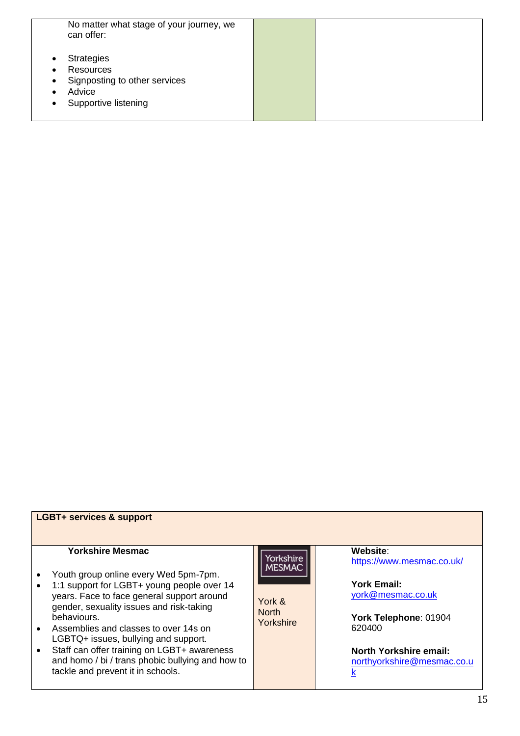| | | |
|---|---|---|
| No matter what stage of your journey, we can offer:<br><br>• Strategies<br>• Resources<br>• Signposting to other services<br>• Advice<br>• Supportive listening | | |

| **LGBT+ services & support** | | |
|---|---|---|
| **Yorkshire Mesmac**<br><br>• Youth group online every Wed 5pm-7pm.<br>• 1:1 support for LGBT+ young people over 14 years. Face to face general support around gender, sexuality issues and risk-taking behaviours.<br>• Assemblies and classes to over 14s on LGBTQ+ issues, bullying and support.<br>• Staff can offer training on LGBT+ awareness and homo / bi / trans phobic bullying and how to tackle and prevent it in schools. | Yorkshire MESMAC<br><br>York & North Yorkshire | **Website**: https://www.mesmac.co.uk/<br><br>**York Email:** york@mesmac.co.uk<br><br>**York Telephone**: 01904 620400<br><br>**North Yorkshire email:** northyorkshire@mesmac.co.uk |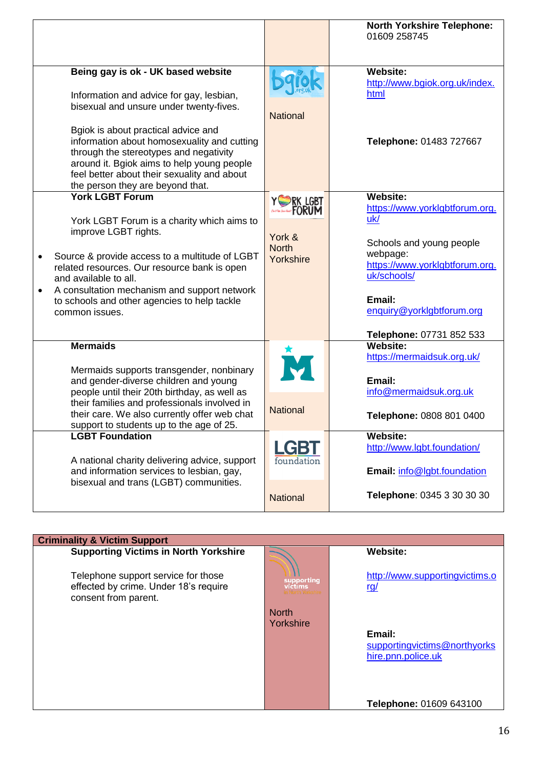| | | |
|---|---|---|
| | | **North Yorkshire Telephone:** 01609 258745 |
| **Being gay is ok - UK based website**<br><br>Information and advice for gay, lesbian, bisexual and unsure under twenty-fives.<br><br>Bgiok is about practical advice and information about homosexuality and cutting through the stereotypes and negativity around it. Bgiok aims to help young people feel better about their sexuality and about the person they are beyond that. | National | **Website:** http://www.bgiok.org.uk/index.html<br><br>**Telephone:** 01483 727667 |
| **York LGBT Forum**<br><br>York LGBT Forum is a charity which aims to improve LGBT rights.<br><br>• Source & provide access to a multitude of LGBT related resources. Our resource bank is open and available to all.<br>• A consultation mechanism and support network to schools and other agencies to help tackle common issues. | York & North Yorkshire | **Website:** https://www.yorklgbtforum.org.uk/<br><br>Schools and young people webpage: https://www.yorklgbtforum.org.uk/schools/<br><br>**Email:** enquiry@yorklgbtforum.org<br><br>**Telephone:** 07731 852 533 |
| **Mermaids**<br><br>Mermaids supports transgender, nonbinary and gender-diverse children and young people until their 20th birthday, as well as their families and professionals involved in their care. We also currently offer web chat support to students up to the age of 25. | National | **Website:** https://mermaidsuk.org.uk/<br><br>**Email:** info@mermaidsuk.org.uk<br><br>**Telephone:** 0808 801 0400 |
| **LGBT Foundation**<br><br>A national charity delivering advice, support and information services to lesbian, gay, bisexual and trans (LGBT) communities. | National | **Website:** http://www.lgbt.foundation/<br><br>**Email:** info@lgbt.foundation<br><br>**Telephone**: 0345 3 30 30 30 |

| **Criminality & Victim Support** | | |
|---|---|---|
| **Supporting Victims in North Yorkshire**<br><br>Telephone support service for those effected by crime. Under 18's require consent from parent. | North Yorkshire | **Website:**<br><br>http://www.supportingvictims.org/<br><br>**Email:** supportingvictims@northyorkshire.pnn.police.uk<br><br>**Telephone:** 01609 643100 |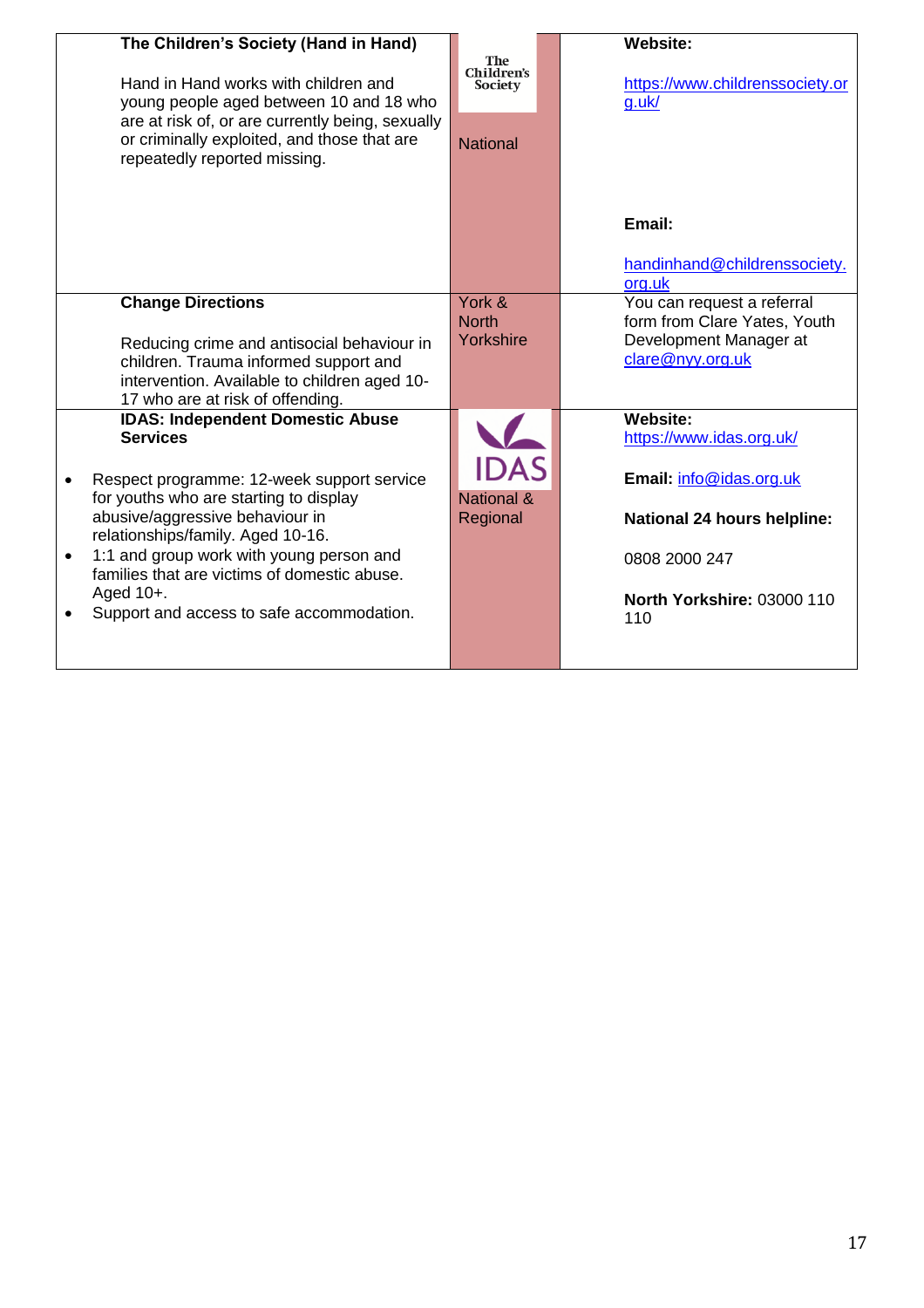| | | |
|---|---|---|
| **The Children's Society (Hand in Hand)**<br><br>Hand in Hand works with children and young people aged between 10 and 18 who are at risk of, or are currently being, sexually or criminally exploited, and those that are repeatedly reported missing. | The Children's Society<br><br>National | **Website:**<br><br>https://www.childrenssociety.org.uk/<br><br>**Email:**<br><br>handinhand@childrenssociety.org.uk |
| **Change Directions**<br><br>Reducing crime and antisocial behaviour in children. Trauma informed support and intervention. Available to children aged 10-17 who are at risk of offending. | York & North Yorkshire | You can request a referral form from Clare Yates, Youth Development Manager at clare@nyy.org.uk |
| **IDAS: Independent Domestic Abuse Services**<br><br>• Respect programme: 12-week support service for youths who are starting to display abusive/aggressive behaviour in relationships/family. Aged 10-16.<br>• 1:1 and group work with young person and families that are victims of domestic abuse. Aged 10+.<br>• Support and access to safe accommodation. | IDAS<br><br>National & Regional | **Website:** https://www.idas.org.uk/<br><br>**Email:** info@idas.org.uk<br><br>**National 24 hours helpline:**<br><br>0808 2000 247<br><br>**North Yorkshire:** 03000 110 110 |